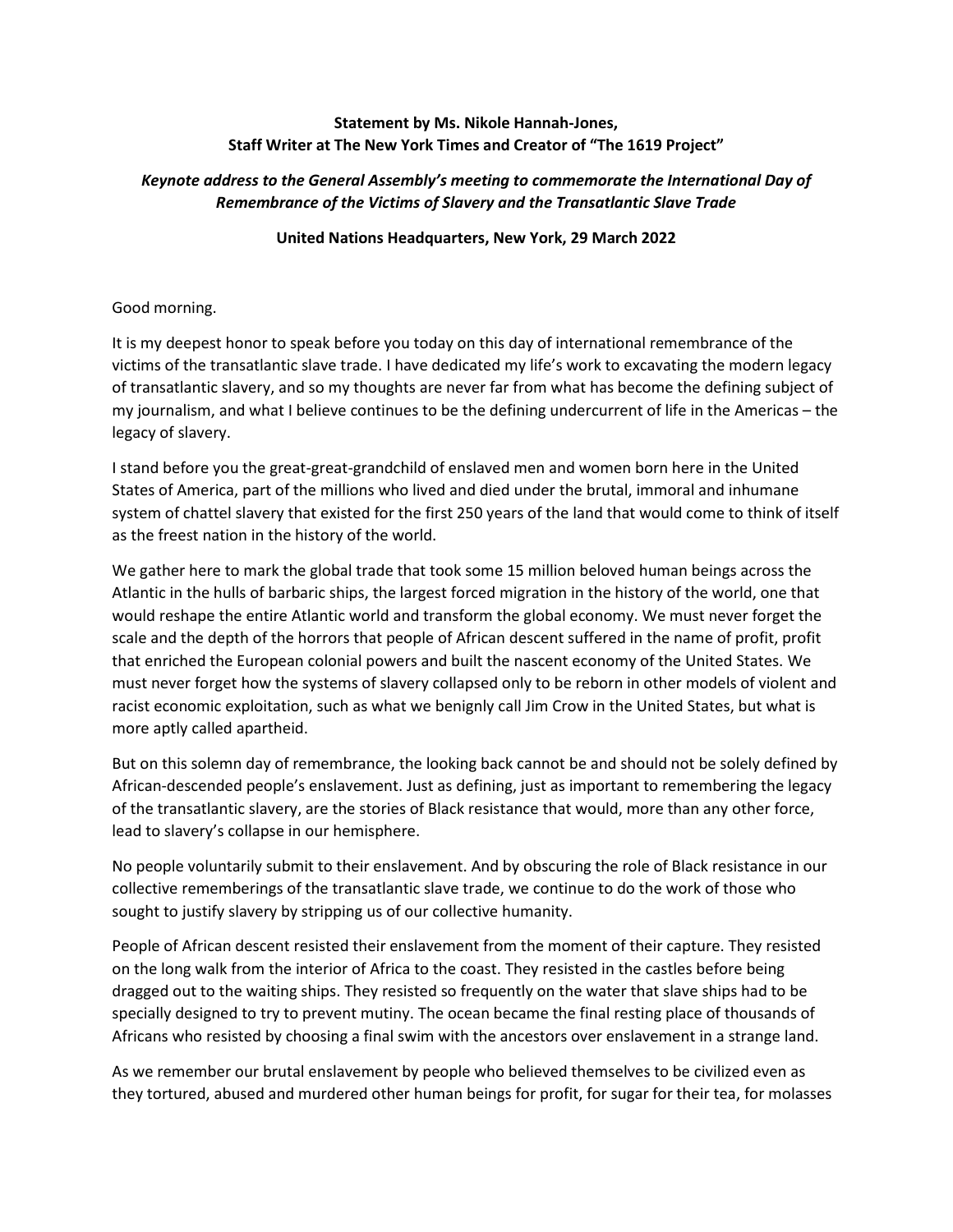**Statement by Ms. Nikole Hannah-Jones, Staff Writer at The New York Times and Creator of "The 1619 Project"**

***Keynote address to the General Assembly's meeting to commemorate the International Day of Remembrance of the Victims of Slavery and the Transatlantic Slave Trade***

**United Nations Headquarters, New York, 29 March 2022**

Good morning.

It is my deepest honor to speak before you today on this day of international remembrance of the victims of the transatlantic slave trade. I have dedicated my life's work to excavating the modern legacy of transatlantic slavery, and so my thoughts are never far from what has become the defining subject of my journalism, and what I believe continues to be the defining undercurrent of life in the Americas – the legacy of slavery.

I stand before you the great-great-grandchild of enslaved men and women born here in the United States of America, part of the millions who lived and died under the brutal, immoral and inhumane system of chattel slavery that existed for the first 250 years of the land that would come to think of itself as the freest nation in the history of the world.

We gather here to mark the global trade that took some 15 million beloved human beings across the Atlantic in the hulls of barbaric ships, the largest forced migration in the history of the world, one that would reshape the entire Atlantic world and transform the global economy. We must never forget the scale and the depth of the horrors that people of African descent suffered in the name of profit, profit that enriched the European colonial powers and built the nascent economy of the United States. We must never forget how the systems of slavery collapsed only to be reborn in other models of violent and racist economic exploitation, such as what we benignly call Jim Crow in the United States, but what is more aptly called apartheid.

But on this solemn day of remembrance, the looking back cannot be and should not be solely defined by African-descended people's enslavement. Just as defining, just as important to remembering the legacy of the transatlantic slavery, are the stories of Black resistance that would, more than any other force, lead to slavery's collapse in our hemisphere.

No people voluntarily submit to their enslavement. And by obscuring the role of Black resistance in our collective rememberings of the transatlantic slave trade, we continue to do the work of those who sought to justify slavery by stripping us of our collective humanity.

People of African descent resisted their enslavement from the moment of their capture. They resisted on the long walk from the interior of Africa to the coast. They resisted in the castles before being dragged out to the waiting ships. They resisted so frequently on the water that slave ships had to be specially designed to try to prevent mutiny. The ocean became the final resting place of thousands of Africans who resisted by choosing a final swim with the ancestors over enslavement in a strange land.

As we remember our brutal enslavement by people who believed themselves to be civilized even as they tortured, abused and murdered other human beings for profit, for sugar for their tea, for molasses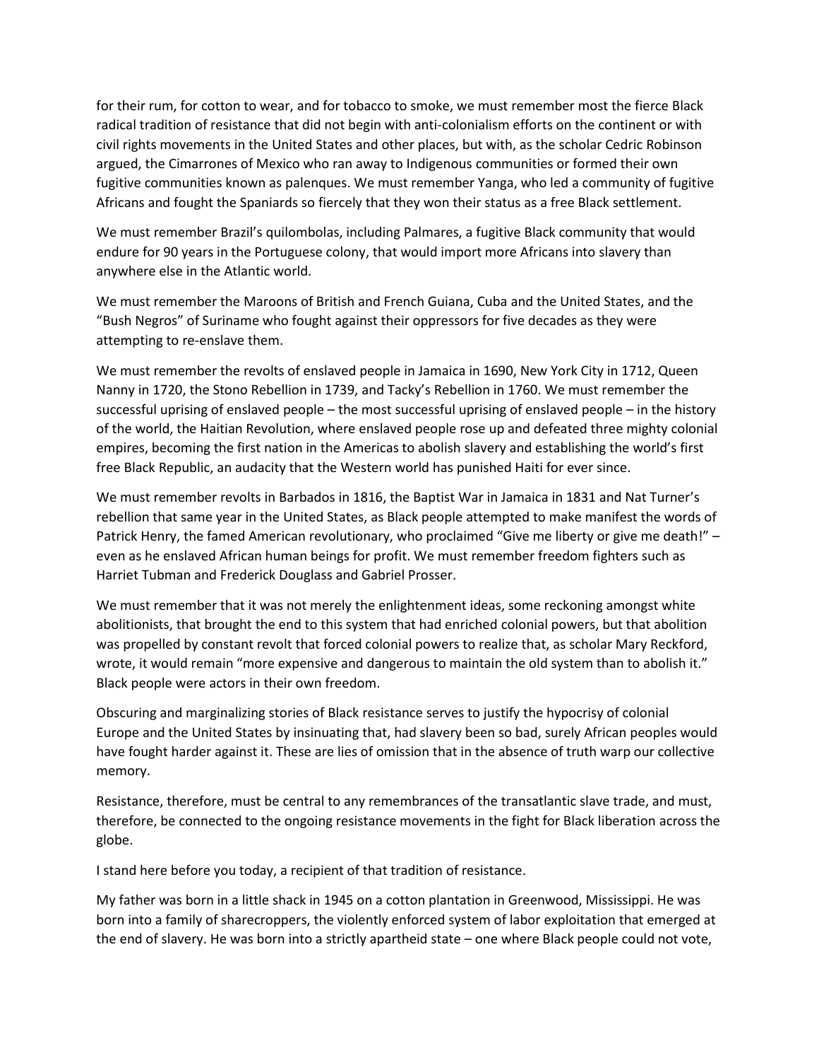for their rum, for cotton to wear, and for tobacco to smoke, we must remember most the fierce Black radical tradition of resistance that did not begin with anti-colonialism efforts on the continent or with civil rights movements in the United States and other places, but with, as the scholar Cedric Robinson argued, the Cimarrones of Mexico who ran away to Indigenous communities or formed their own fugitive communities known as palenques. We must remember Yanga, who led a community of fugitive Africans and fought the Spaniards so fiercely that they won their status as a free Black settlement.

We must remember Brazil's quilombolas, including Palmares, a fugitive Black community that would endure for 90 years in the Portuguese colony, that would import more Africans into slavery than anywhere else in the Atlantic world.

We must remember the Maroons of British and French Guiana, Cuba and the United States, and the "Bush Negros" of Suriname who fought against their oppressors for five decades as they were attempting to re-enslave them.

We must remember the revolts of enslaved people in Jamaica in 1690, New York City in 1712, Queen Nanny in 1720, the Stono Rebellion in 1739, and Tacky's Rebellion in 1760. We must remember the successful uprising of enslaved people – the most successful uprising of enslaved people – in the history of the world, the Haitian Revolution, where enslaved people rose up and defeated three mighty colonial empires, becoming the first nation in the Americas to abolish slavery and establishing the world's first free Black Republic, an audacity that the Western world has punished Haiti for ever since.

We must remember revolts in Barbados in 1816, the Baptist War in Jamaica in 1831 and Nat Turner's rebellion that same year in the United States, as Black people attempted to make manifest the words of Patrick Henry, the famed American revolutionary, who proclaimed "Give me liberty or give me death!" – even as he enslaved African human beings for profit. We must remember freedom fighters such as Harriet Tubman and Frederick Douglass and Gabriel Prosser.

We must remember that it was not merely the enlightenment ideas, some reckoning amongst white abolitionists, that brought the end to this system that had enriched colonial powers, but that abolition was propelled by constant revolt that forced colonial powers to realize that, as scholar Mary Reckford, wrote, it would remain "more expensive and dangerous to maintain the old system than to abolish it." Black people were actors in their own freedom.

Obscuring and marginalizing stories of Black resistance serves to justify the hypocrisy of colonial Europe and the United States by insinuating that, had slavery been so bad, surely African peoples would have fought harder against it. These are lies of omission that in the absence of truth warp our collective memory.

Resistance, therefore, must be central to any remembrances of the transatlantic slave trade, and must, therefore, be connected to the ongoing resistance movements in the fight for Black liberation across the globe.

I stand here before you today, a recipient of that tradition of resistance.

My father was born in a little shack in 1945 on a cotton plantation in Greenwood, Mississippi. He was born into a family of sharecroppers, the violently enforced system of labor exploitation that emerged at the end of slavery. He was born into a strictly apartheid state – one where Black people could not vote,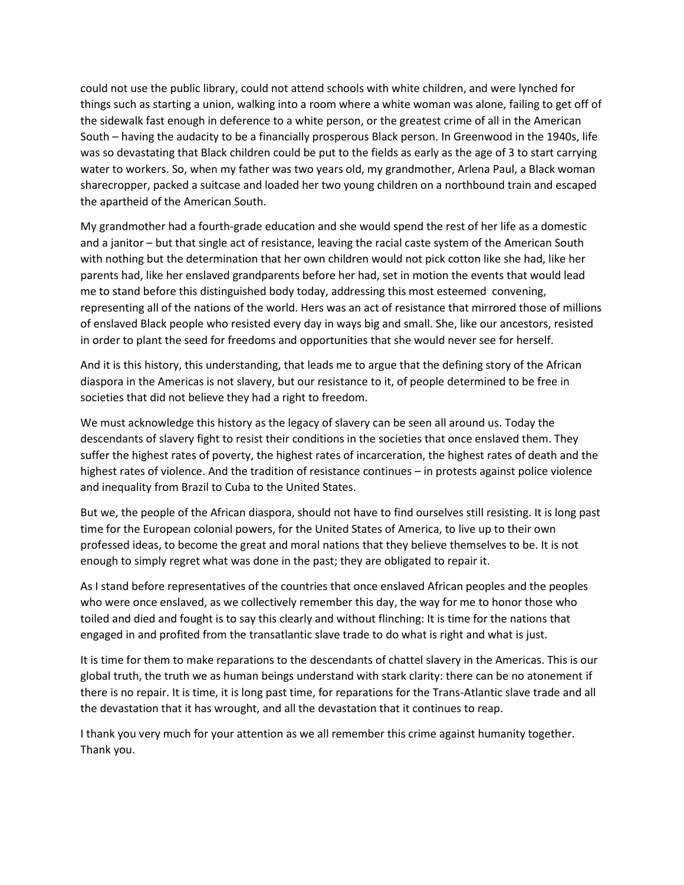could not use the public library, could not attend schools with white children, and were lynched for things such as starting a union, walking into a room where a white woman was alone, failing to get off of the sidewalk fast enough in deference to a white person, or the greatest crime of all in the American South – having the audacity to be a financially prosperous Black person. In Greenwood in the 1940s, life was so devastating that Black children could be put to the fields as early as the age of 3 to start carrying water to workers. So, when my father was two years old, my grandmother, Arlena Paul, a Black woman sharecropper, packed a suitcase and loaded her two young children on a northbound train and escaped the apartheid of the American South.

My grandmother had a fourth-grade education and she would spend the rest of her life as a domestic and a janitor – but that single act of resistance, leaving the racial caste system of the American South with nothing but the determination that her own children would not pick cotton like she had, like her parents had, like her enslaved grandparents before her had, set in motion the events that would lead me to stand before this distinguished body today, addressing this most esteemed convening, representing all of the nations of the world. Hers was an act of resistance that mirrored those of millions of enslaved Black people who resisted every day in ways big and small. She, like our ancestors, resisted in order to plant the seed for freedoms and opportunities that she would never see for herself.

And it is this history, this understanding, that leads me to argue that the defining story of the African diaspora in the Americas is not slavery, but our resistance to it, of people determined to be free in societies that did not believe they had a right to freedom.

We must acknowledge this history as the legacy of slavery can be seen all around us. Today the descendants of slavery fight to resist their conditions in the societies that once enslaved them. They suffer the highest rates of poverty, the highest rates of incarceration, the highest rates of death and the highest rates of violence. And the tradition of resistance continues – in protests against police violence and inequality from Brazil to Cuba to the United States.

But we, the people of the African diaspora, should not have to find ourselves still resisting. It is long past time for the European colonial powers, for the United States of America, to live up to their own professed ideas, to become the great and moral nations that they believe themselves to be. It is not enough to simply regret what was done in the past; they are obligated to repair it.

As I stand before representatives of the countries that once enslaved African peoples and the peoples who were once enslaved, as we collectively remember this day, the way for me to honor those who toiled and died and fought is to say this clearly and without flinching: It is time for the nations that engaged in and profited from the transatlantic slave trade to do what is right and what is just.

It is time for them to make reparations to the descendants of chattel slavery in the Americas. This is our global truth, the truth we as human beings understand with stark clarity: there can be no atonement if there is no repair. It is time, it is long past time, for reparations for the Trans-Atlantic slave trade and all the devastation that it has wrought, and all the devastation that it continues to reap.

I thank you very much for your attention as we all remember this crime against humanity together. Thank you.